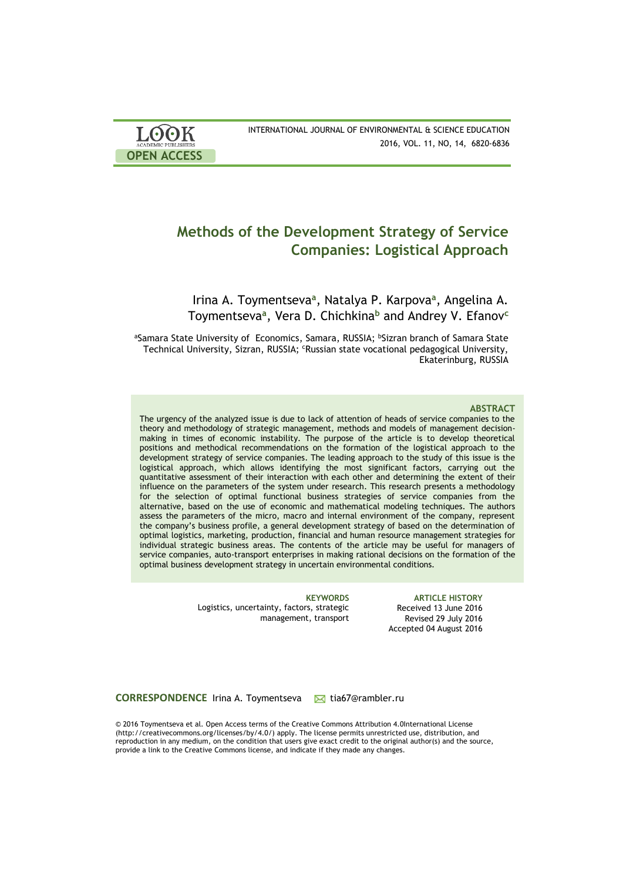# Methods of the Development Strategy of Service Companies: Logistical Approach

Irina A. Toymentseva[a], Natalya P. Karpova[a], Angelina A. Toymentseva[a], Vera D. Chichkina[b] and Andrey V. Efanov[c]

[a]Samara State University of Economics, Samara, RUSSIA; [b]Sizran branch of Samara State Technical University, Sizran, RUSSIA; [c]Russian state vocational pedagogical University, Ekaterinburg, RUSSIA

### ABSTRACT

The urgency of the analyzed issue is due to lack of attention of heads of service companies to the theory and methodology of strategic management, methods and models of management decision-making in times of economic instability. The purpose of the article is to develop theoretical positions and methodical recommendations on the formation of the logistical approach to the development strategy of service companies. The leading approach to the study of this issue is the logistical approach, which allows identifying the most significant factors, carrying out the quantitative assessment of their interaction with each other and determining the extent of their influence on the parameters of the system under research. This research presents a methodology for the selection of optimal functional business strategies of service companies from the alternative, based on the use of economic and mathematical modeling techniques. The authors assess the parameters of the micro, macro and internal environment of the company, represent the company's business profile, a general development strategy of based on the determination of optimal logistics, marketing, production, financial and human resource management strategies for individual strategic business areas. The contents of the article may be useful for managers of service companies, auto-transport enterprises in making rational decisions on the formation of the optimal business development strategy in uncertain environmental conditions.

**KEYWORDS**
Logistics, uncertainty, factors, strategic management, transport

**ARTICLE HISTORY**
Received 13 June 2016
Revised 29 July 2016
Accepted 04 August 2016

**CORRESPONDENCE** Irina A. Toymentseva tia67@rambler.ru

© 2016 Toymentseva et al. Open Access terms of the Creative Commons Attribution 4.0International License (http://creativecommons.org/licenses/by/4.0/) apply. The license permits unrestricted use, distribution, and reproduction in any medium, on the condition that users give exact credit to the original author(s) and the source, provide a link to the Creative Commons license, and indicate if they made any changes.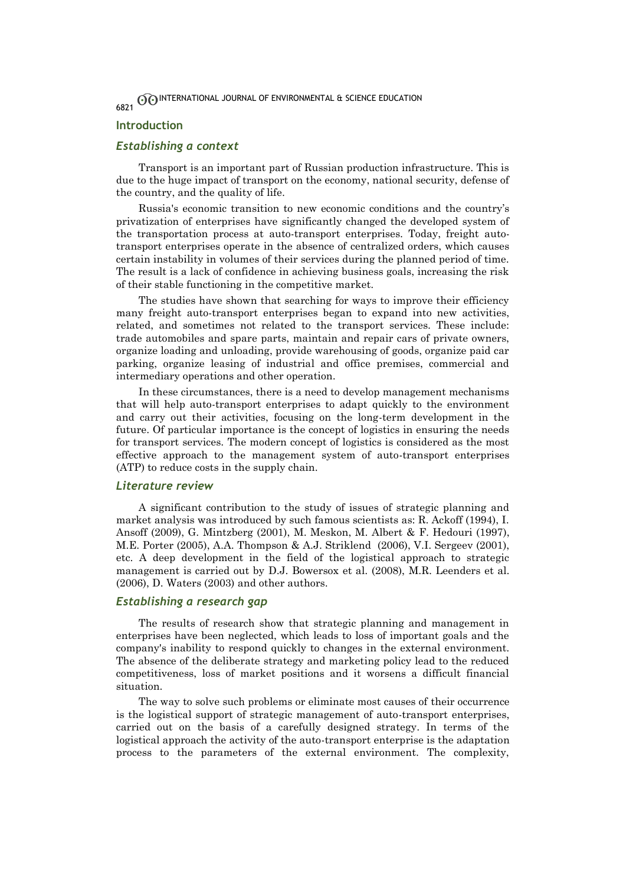## Introduction

### *Establishing a context*

Transport is an important part of Russian production infrastructure. This is due to the huge impact of transport on the economy, national security, defense of the country, and the quality of life.

Russia's economic transition to new economic conditions and the country's privatization of enterprises have significantly changed the developed system of the transportation process at auto-transport enterprises. Today, freight auto-transport enterprises operate in the absence of centralized orders, which causes certain instability in volumes of their services during the planned period of time. The result is a lack of confidence in achieving business goals, increasing the risk of their stable functioning in the competitive market.

The studies have shown that searching for ways to improve their efficiency many freight auto-transport enterprises began to expand into new activities, related, and sometimes not related to the transport services. These include: trade automobiles and spare parts, maintain and repair cars of private owners, organize loading and unloading, provide warehousing of goods, organize paid car parking, organize leasing of industrial and office premises, commercial and intermediary operations and other operation.

In these circumstances, there is a need to develop management mechanisms that will help auto-transport enterprises to adapt quickly to the environment and carry out their activities, focusing on the long-term development in the future. Of particular importance is the concept of logistics in ensuring the needs for transport services. The modern concept of logistics is considered as the most effective approach to the management system of auto-transport enterprises (ATP) to reduce costs in the supply chain.

### *Literature review*

A significant contribution to the study of issues of strategic planning and market analysis was introduced by such famous scientists as: R. Ackoff (1994), I. Ansoff (2009), G. Mintzberg (2001), M. Meskon, M. Albert & F. Hedouri (1997), M.E. Porter (2005), A.A. Thompson & A.J. Striklend (2006), V.I. Sergeev (2001), etc. A deep development in the field of the logistical approach to strategic management is carried out by D.J. Bowersox et al. (2008), M.R. Leenders et al. (2006), D. Waters (2003) and other authors.

### *Establishing a research gap*

The results of research show that strategic planning and management in enterprises have been neglected, which leads to loss of important goals and the company's inability to respond quickly to changes in the external environment. The absence of the deliberate strategy and marketing policy lead to the reduced competitiveness, loss of market positions and it worsens a difficult financial situation.

The way to solve such problems or eliminate most causes of their occurrence is the logistical support of strategic management of auto-transport enterprises, carried out on the basis of a carefully designed strategy. In terms of the logistical approach the activity of the auto-transport enterprise is the adaptation process to the parameters of the external environment. The complexity,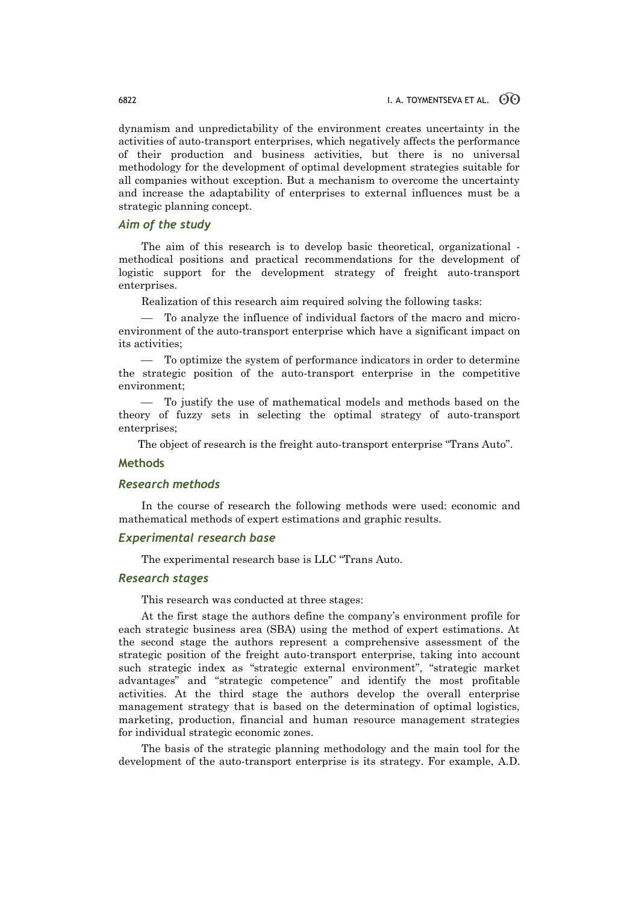dynamism and unpredictability of the environment creates uncertainty in the activities of auto-transport enterprises, which negatively affects the performance of their production and business activities, but there is no universal methodology for the development of optimal development strategies suitable for all companies without exception. But a mechanism to overcome the uncertainty and increase the adaptability of enterprises to external influences must be a strategic planning concept.

### *Aim of the study*

The aim of this research is to develop basic theoretical, organizational - methodical positions and practical recommendations for the development of logistic support for the development strategy of freight auto-transport enterprises.

Realization of this research aim required solving the following tasks:

— To analyze the influence of individual factors of the macro and micro-environment of the auto-transport enterprise which have a significant impact on its activities;

— To optimize the system of performance indicators in order to determine the strategic position of the auto-transport enterprise in the competitive environment;

— To justify the use of mathematical models and methods based on the theory of fuzzy sets in selecting the optimal strategy of auto-transport enterprises;

The object of research is the freight auto-transport enterprise "Trans Auto".

## Methods

### *Research methods*

In the course of research the following methods were used: economic and mathematical methods of expert estimations and graphic results.

### *Experimental research base*

The experimental research base is LLC "Trans Auto.

### *Research stages*

This research was conducted at three stages:

At the first stage the authors define the company's environment profile for each strategic business area (SBA) using the method of expert estimations. At the second stage the authors represent a comprehensive assessment of the strategic position of the freight auto-transport enterprise, taking into account such strategic index as "strategic external environment", "strategic market advantages" and "strategic competence" and identify the most profitable activities. At the third stage the authors develop the overall enterprise management strategy that is based on the determination of optimal logistics, marketing, production, financial and human resource management strategies for individual strategic economic zones.

The basis of the strategic planning methodology and the main tool for the development of the auto-transport enterprise is its strategy. For example, A.D.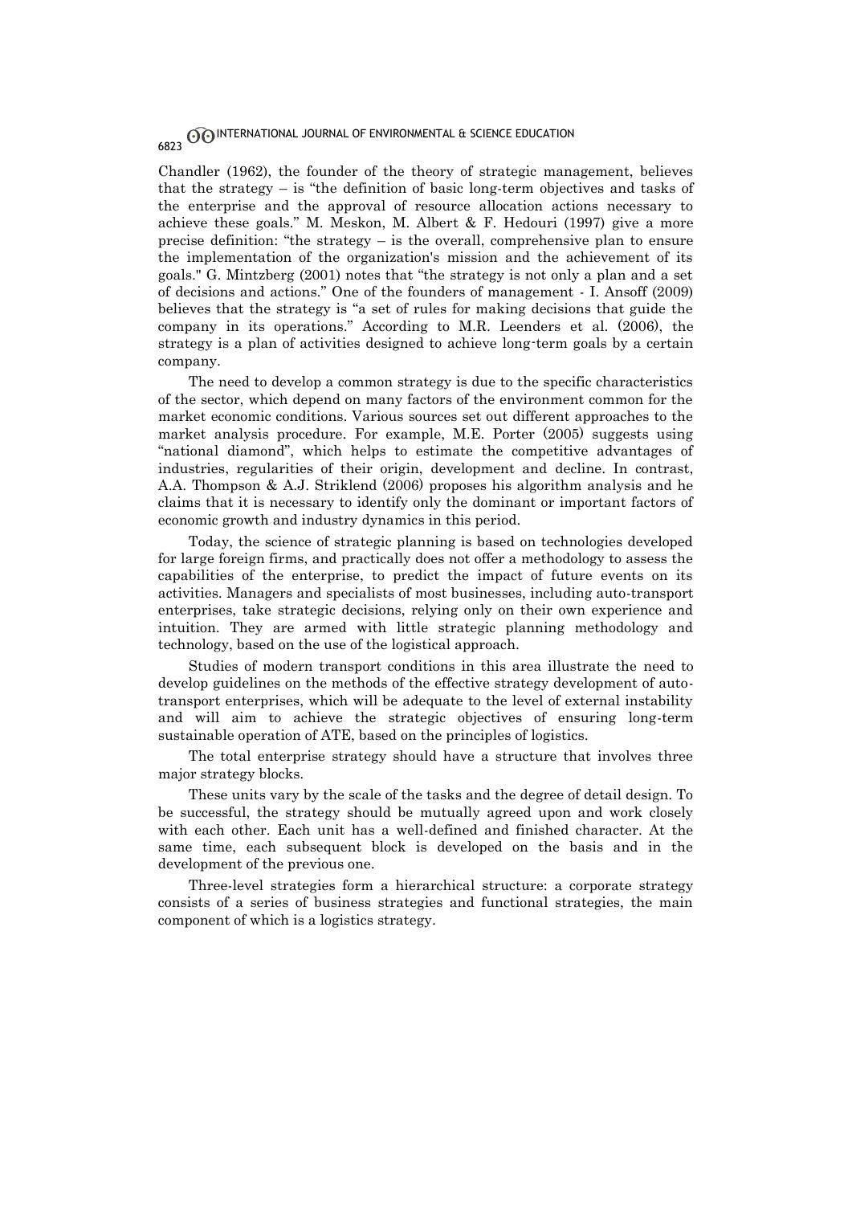Chandler (1962), the founder of the theory of strategic management, believes that the strategy – is "the definition of basic long-term objectives and tasks of the enterprise and the approval of resource allocation actions necessary to achieve these goals." M. Meskon, M. Albert & F. Hedouri (1997) give a more precise definition: "the strategy – is the overall, comprehensive plan to ensure the implementation of the organization's mission and the achievement of its goals." G. Mintzberg (2001) notes that "the strategy is not only a plan and a set of decisions and actions." One of the founders of management - I. Ansoff (2009) believes that the strategy is "a set of rules for making decisions that guide the company in its operations." According to M.R. Leenders et al. (2006), the strategy is a plan of activities designed to achieve long-term goals by a certain company.

The need to develop a common strategy is due to the specific characteristics of the sector, which depend on many factors of the environment common for the market economic conditions. Various sources set out different approaches to the market analysis procedure. For example, M.E. Porter (2005) suggests using "national diamond", which helps to estimate the competitive advantages of industries, regularities of their origin, development and decline. In contrast, A.A. Thompson & A.J. Striklend (2006) proposes his algorithm analysis and he claims that it is necessary to identify only the dominant or important factors of economic growth and industry dynamics in this period.

Today, the science of strategic planning is based on technologies developed for large foreign firms, and practically does not offer a methodology to assess the capabilities of the enterprise, to predict the impact of future events on its activities. Managers and specialists of most businesses, including auto-transport enterprises, take strategic decisions, relying only on their own experience and intuition. They are armed with little strategic planning methodology and technology, based on the use of the logistical approach.

Studies of modern transport conditions in this area illustrate the need to develop guidelines on the methods of the effective strategy development of auto-transport enterprises, which will be adequate to the level of external instability and will aim to achieve the strategic objectives of ensuring long-term sustainable operation of ATE, based on the principles of logistics.

The total enterprise strategy should have a structure that involves three major strategy blocks.

These units vary by the scale of the tasks and the degree of detail design. To be successful, the strategy should be mutually agreed upon and work closely with each other. Each unit has a well-defined and finished character. At the same time, each subsequent block is developed on the basis and in the development of the previous one.

Three-level strategies form a hierarchical structure: a corporate strategy consists of a series of business strategies and functional strategies, the main component of which is a logistics strategy.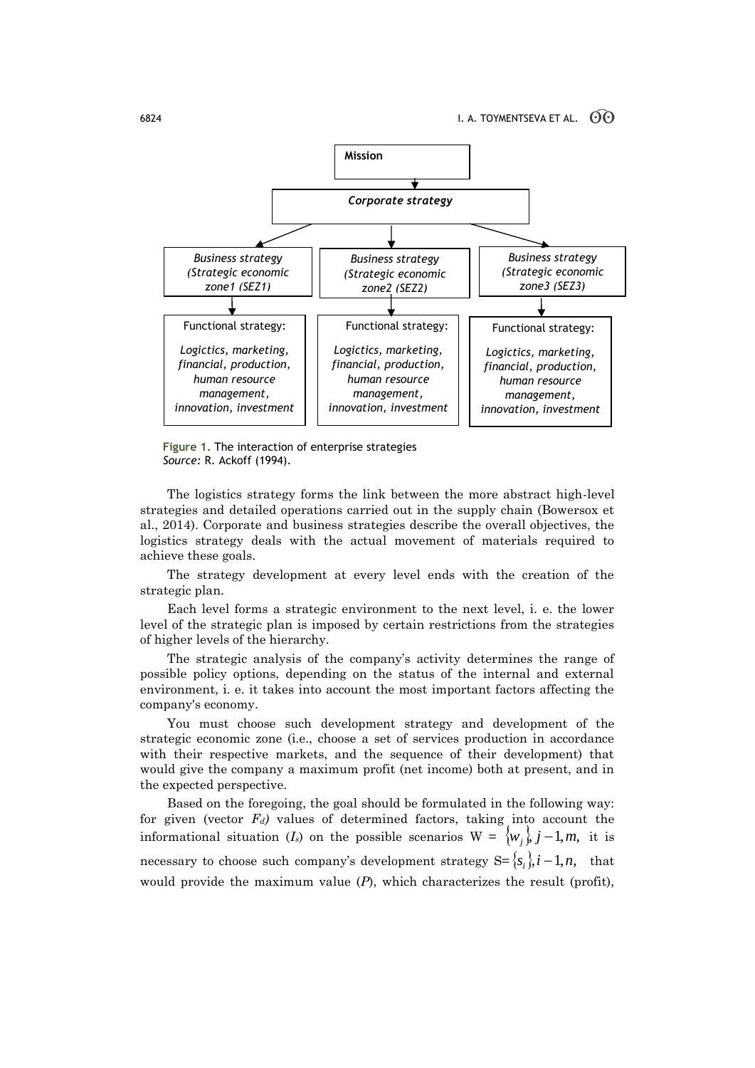Mission

↓

*Corporate strategy*

| *Business strategy (Strategic economic zone1 (SEZ1)* | *Business strategy (Strategic economic zone2 (SEZ2)* | *Business strategy (Strategic economic zone3 (SEZ3)* |
|---|---|---|
| Functional strategy: *Logictics, marketing, financial, production, human resource management, innovation, investment* | Functional strategy: *Logictics, marketing, financial, production, human resource management, innovation, investment* | Functional strategy: *Logictics, marketing, financial, production, human resource management, innovation, investment* |

**Figure 1.** The interaction of enterprise strategies
*Source*: R. Ackoff (1994).

The logistics strategy forms the link between the more abstract high-level strategies and detailed operations carried out in the supply chain (Bowersox et al., 2014). Corporate and business strategies describe the overall objectives, the logistics strategy deals with the actual movement of materials required to achieve these goals.

The strategy development at every level ends with the creation of the strategic plan.

Each level forms a strategic environment to the next level, i. e. the lower level of the strategic plan is imposed by certain restrictions from the strategies of higher levels of the hierarchy.

The strategic analysis of the company's activity determines the range of possible policy options, depending on the status of the internal and external environment, i. e. it takes into account the most important factors affecting the company's economy.

You must choose such development strategy and development of the strategic economic zone (i.e., choose a set of services production in accordance with their respective markets, and the sequence of their development) that would give the company a maximum profit (net income) both at present, and in the expected perspective.

Based on the foregoing, the goal should be formulated in the following way: for given (vector $F_d$) values of determined factors, taking into account the informational situation ($I_s$) on the possible scenarios $W = \{w_j\}, j-1, m,$ it is necessary to choose such company's development strategy $S = \{s_i\}, i-1, n,$ that would provide the maximum value ($P$), which characterizes the result (profit),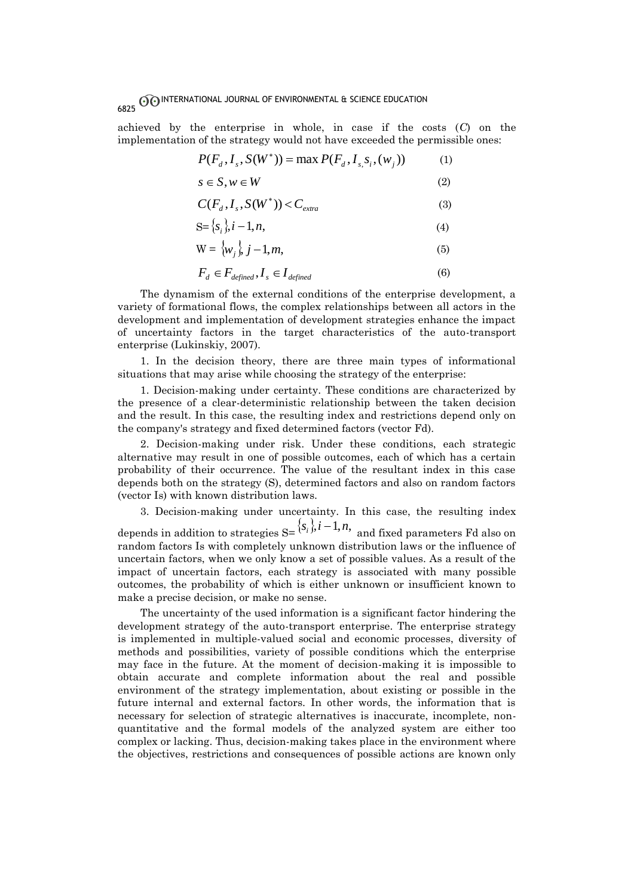achieved by the enterprise in whole, in case if the costs ($C$) on the implementation of the strategy would not have exceeded the permissible ones:

$$P(F_d, I_s, S(W^*)) = \max P(F_d, I_{s,} s_i, (w_j)) \qquad (1)$$

$$s \in S, w \in W \qquad (2)$$

$$C(F_d, I_s, S(W^*)) < C_{extra} \qquad (3)$$

$$S = \{s_i\}, i - 1, n, \qquad (4)$$

$$W = \{w_j\}, j - 1, m, \qquad (5)$$

$$F_d \in F_{defined}, I_s \in I_{defined} \qquad (6)$$

The dynamism of the external conditions of the enterprise development, a variety of formational flows, the complex relationships between all actors in the development and implementation of development strategies enhance the impact of uncertainty factors in the target characteristics of the auto-transport enterprise (Lukinskiy, 2007).

1. In the decision theory, there are three main types of informational situations that may arise while choosing the strategy of the enterprise:

1. Decision-making under certainty. These conditions are characterized by the presence of a clear-deterministic relationship between the taken decision and the result. In this case, the resulting index and restrictions depend only on the company's strategy and fixed determined factors (vector Fd).

2. Decision-making under risk. Under these conditions, each strategic alternative may result in one of possible outcomes, each of which has a certain probability of their occurrence. The value of the resultant index in this case depends both on the strategy (S), determined factors and also on random factors (vector Is) with known distribution laws.

3. Decision-making under uncertainty. In this case, the resulting index depends in addition to strategies $S = \{s_i\}, i - 1, n,$ and fixed parameters Fd also on random factors Is with completely unknown distribution laws or the influence of uncertain factors, when we only know a set of possible values. As a result of the impact of uncertain factors, each strategy is associated with many possible outcomes, the probability of which is either unknown or insufficient known to make a precise decision, or make no sense.

The uncertainty of the used information is a significant factor hindering the development strategy of the auto-transport enterprise. The enterprise strategy is implemented in multiple-valued social and economic processes, diversity of methods and possibilities, variety of possible conditions which the enterprise may face in the future. At the moment of decision-making it is impossible to obtain accurate and complete information about the real and possible environment of the strategy implementation, about existing or possible in the future internal and external factors. In other words, the information that is necessary for selection of strategic alternatives is inaccurate, incomplete, non-quantitative and the formal models of the analyzed system are either too complex or lacking. Thus, decision-making takes place in the environment where the objectives, restrictions and consequences of possible actions are known only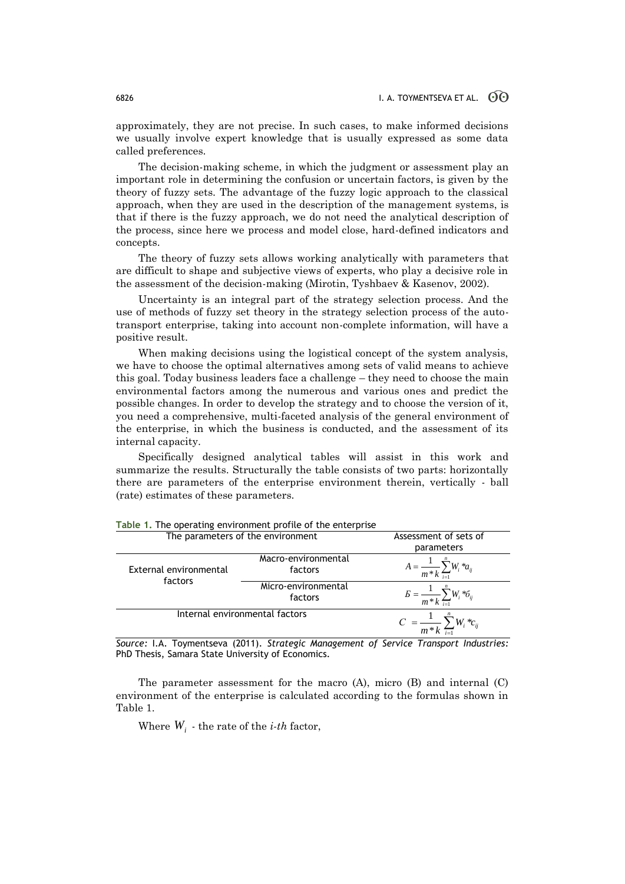approximately, they are not precise. In such cases, to make informed decisions we usually involve expert knowledge that is usually expressed as some data called preferences.

The decision-making scheme, in which the judgment or assessment play an important role in determining the confusion or uncertain factors, is given by the theory of fuzzy sets. The advantage of the fuzzy logic approach to the classical approach, when they are used in the description of the management systems, is that if there is the fuzzy approach, we do not need the analytical description of the process, since here we process and model close, hard-defined indicators and concepts.

The theory of fuzzy sets allows working analytically with parameters that are difficult to shape and subjective views of experts, who play a decisive role in the assessment of the decision-making (Mirotin, Tyshbaev & Kasenov, 2002).

Uncertainty is an integral part of the strategy selection process. And the use of methods of fuzzy set theory in the strategy selection process of the auto-transport enterprise, taking into account non-complete information, will have a positive result.

When making decisions using the logistical concept of the system analysis, we have to choose the optimal alternatives among sets of valid means to achieve this goal. Today business leaders face a challenge – they need to choose the main environmental factors among the numerous and various ones and predict the possible changes. In order to develop the strategy and to choose the version of it, you need a comprehensive, multi-faceted analysis of the general environment of the enterprise, in which the business is conducted, and the assessment of its internal capacity.

Specifically designed analytical tables will assist in this work and summarize the results. Structurally the table consists of two parts: horizontally there are parameters of the enterprise environment therein, vertically - ball (rate) estimates of these parameters.

**Table 1.** The operating environment profile of the enterprise

| The parameters of the environment | | Assessment of sets of parameters |
|---|---|---|
| External environmental factors | Macro-environmental factors | $A = \frac{1}{m*k}\sum_{i=1}^{n} W_i * a_{ij}$ |
| | Micro-environmental factors | $Б = \frac{1}{m*k}\sum_{i=1}^{n} W_i * б_{ij}$ |
| Internal environmental factors | | $C = \frac{1}{m*k}\sum_{i=1}^{n} W_i * c_{ij}$ |

*Source:* I.A. Toymentseva (2011). *Strategic Management of Service Transport Industries:* PhD Thesis, Samara State University of Economics.

The parameter assessment for the macro (A), micro (B) and internal (C) environment of the enterprise is calculated according to the formulas shown in Table 1.

Where $W_i$ - the rate of the *i-th* factor,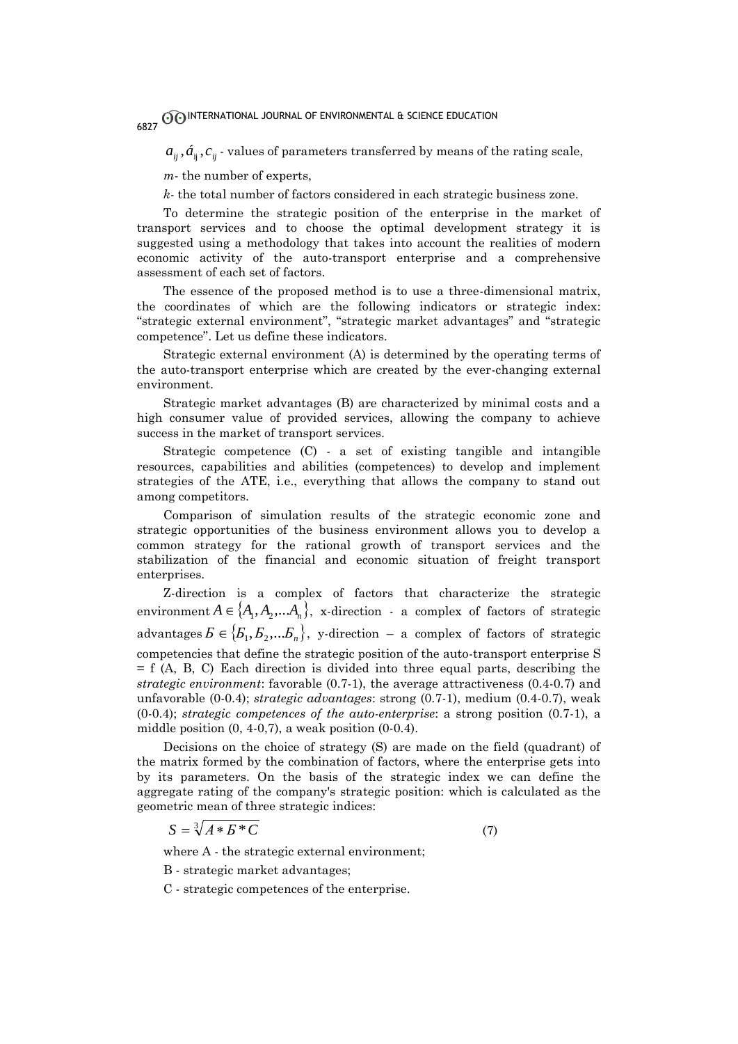$a_{ij}, \acute{a}_{ij}, c_{ij}$ - values of parameters transferred by means of the rating scale,

*m*- the number of experts,

*k*- the total number of factors considered in each strategic business zone.

To determine the strategic position of the enterprise in the market of transport services and to choose the optimal development strategy it is suggested using a methodology that takes into account the realities of modern economic activity of the auto-transport enterprise and a comprehensive assessment of each set of factors.

The essence of the proposed method is to use a three-dimensional matrix, the coordinates of which are the following indicators or strategic index: "strategic external environment", "strategic market advantages" and "strategic competence". Let us define these indicators.

Strategic external environment (A) is determined by the operating terms of the auto-transport enterprise which are created by the ever-changing external environment.

Strategic market advantages (B) are characterized by minimal costs and a high consumer value of provided services, allowing the company to achieve success in the market of transport services.

Strategic competence (C) - a set of existing tangible and intangible resources, capabilities and abilities (competences) to develop and implement strategies of the ATE, i.e., everything that allows the company to stand out among competitors.

Comparison of simulation results of the strategic economic zone and strategic opportunities of the business environment allows you to develop a common strategy for the rational growth of transport services and the stabilization of the financial and economic situation of freight transport enterprises.

Z-direction is a complex of factors that characterize the strategic environment $A \in \{A_1, A_2, ...A_n\}$, x-direction - a complex of factors of strategic advantages $Б \in \{Б_1, Б_2, ...Б_n\}$, y-direction – a complex of factors of strategic competencies that define the strategic position of the auto-transport enterprise S = f (A, B, C) Each direction is divided into three equal parts, describing the *strategic environment*: favorable (0.7-1), the average attractiveness (0.4-0.7) and unfavorable (0-0.4); *strategic advantages*: strong (0.7-1), medium (0.4-0.7), weak (0-0.4); *strategic competences of the auto-enterprise*: a strong position (0.7-1), a middle position (0, 4-0,7), a weak position (0-0.4).

Decisions on the choice of strategy (S) are made on the field (quadrant) of the matrix formed by the combination of factors, where the enterprise gets into by its parameters. On the basis of the strategic index we can define the aggregate rating of the company's strategic position: which is calculated as the geometric mean of three strategic indices:

$$S = \sqrt[3]{A * Б * C} \qquad (7)$$

where A - the strategic external environment;

B - strategic market advantages;

C - strategic competences of the enterprise.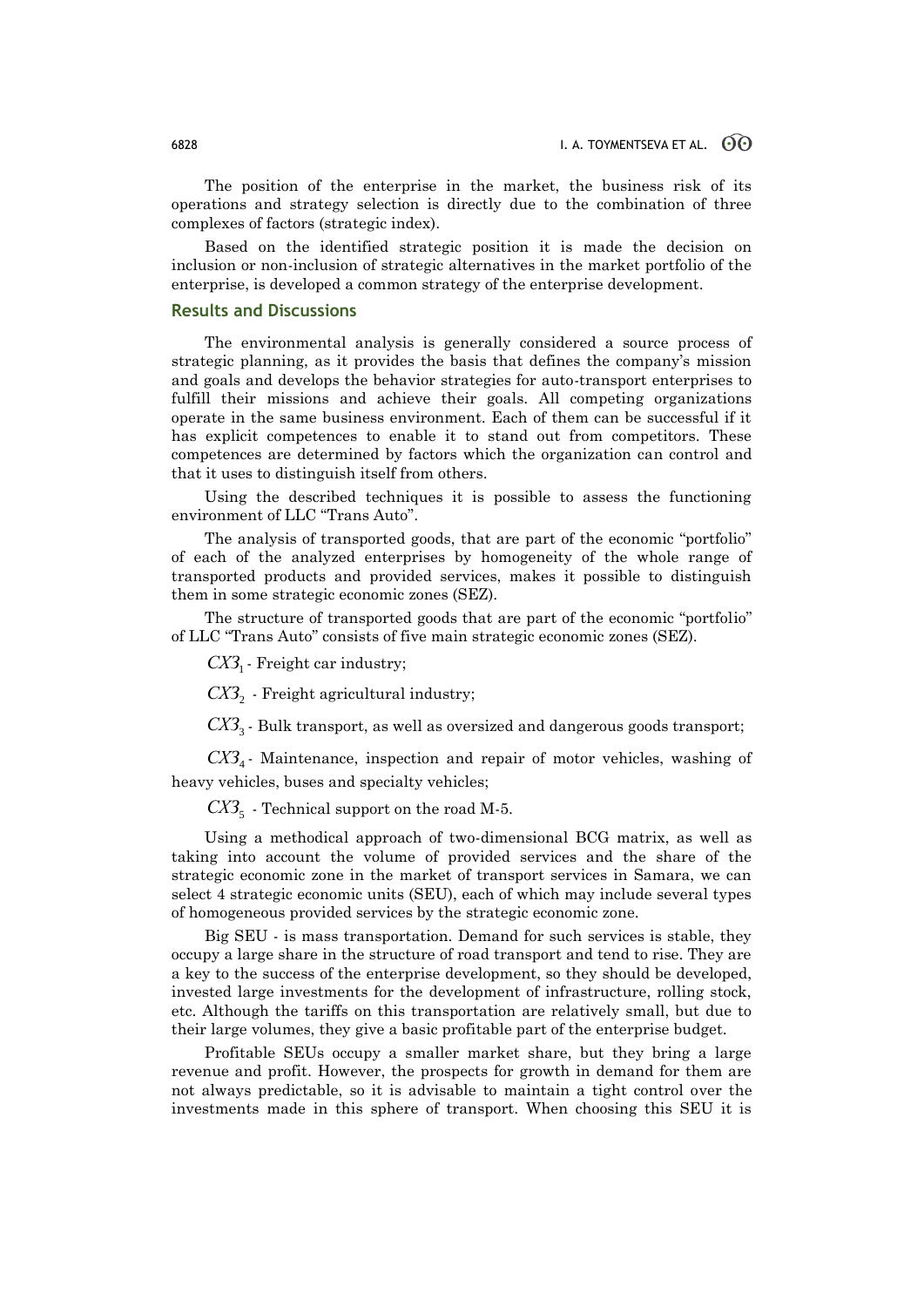The position of the enterprise in the market, the business risk of its operations and strategy selection is directly due to the combination of three complexes of factors (strategic index).

Based on the identified strategic position it is made the decision on inclusion or non-inclusion of strategic alternatives in the market portfolio of the enterprise, is developed a common strategy of the enterprise development.

## Results and Discussions

The environmental analysis is generally considered a source process of strategic planning, as it provides the basis that defines the company's mission and goals and develops the behavior strategies for auto-transport enterprises to fulfill their missions and achieve their goals. All competing organizations operate in the same business environment. Each of them can be successful if it has explicit competences to enable it to stand out from competitors. These competences are determined by factors which the organization can control and that it uses to distinguish itself from others.

Using the described techniques it is possible to assess the functioning environment of LLC "Trans Auto".

The analysis of transported goods, that are part of the economic "portfolio" of each of the analyzed enterprises by homogeneity of the whole range of transported products and provided services, makes it possible to distinguish them in some strategic economic zones (SEZ).

The structure of transported goods that are part of the economic "portfolio" of LLC "Trans Auto" consists of five main strategic economic zones (SEZ).

$СХЗ_1$ - Freight car industry;

$СХЗ_2$ - Freight agricultural industry;

$СХЗ_3$ - Bulk transport, as well as oversized and dangerous goods transport;

$СХЗ_4$ - Maintenance, inspection and repair of motor vehicles, washing of heavy vehicles, buses and specialty vehicles;

$СХЗ_5$ - Technical support on the road M-5.

Using a methodical approach of two-dimensional BCG matrix, as well as taking into account the volume of provided services and the share of the strategic economic zone in the market of transport services in Samara, we can select 4 strategic economic units (SEU), each of which may include several types of homogeneous provided services by the strategic economic zone.

Big SEU - is mass transportation. Demand for such services is stable, they occupy a large share in the structure of road transport and tend to rise. They are a key to the success of the enterprise development, so they should be developed, invested large investments for the development of infrastructure, rolling stock, etc. Although the tariffs on this transportation are relatively small, but due to their large volumes, they give a basic profitable part of the enterprise budget.

Profitable SEUs occupy a smaller market share, but they bring a large revenue and profit. However, the prospects for growth in demand for them are not always predictable, so it is advisable to maintain a tight control over the investments made in this sphere of transport. When choosing this SEU it is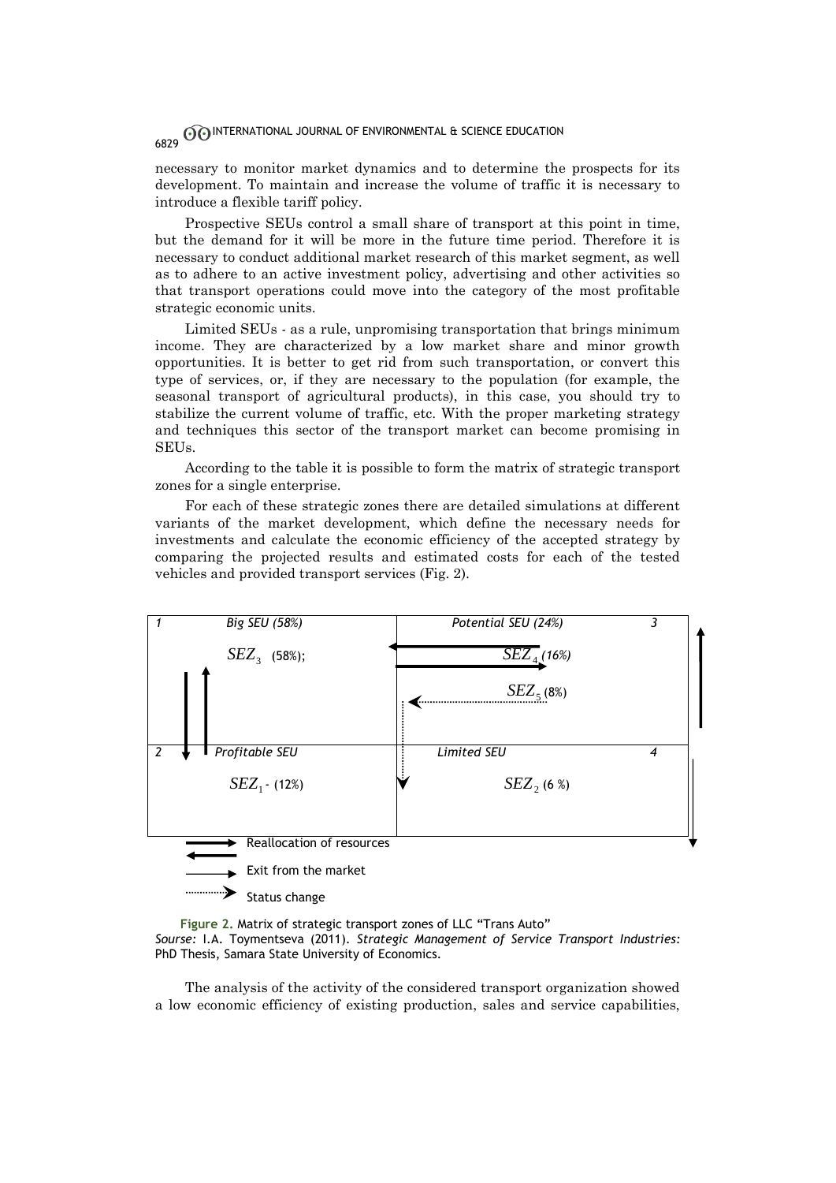necessary to monitor market dynamics and to determine the prospects for its development. To maintain and increase the volume of traffic it is necessary to introduce a flexible tariff policy.

Prospective SEUs control a small share of transport at this point in time, but the demand for it will be more in the future time period. Therefore it is necessary to conduct additional market research of this market segment, as well as to adhere to an active investment policy, advertising and other activities so that transport operations could move into the category of the most profitable strategic economic units.

Limited SEUs - as a rule, unpromising transportation that brings minimum income. They are characterized by a low market share and minor growth opportunities. It is better to get rid from such transportation, or convert this type of services, or, if they are necessary to the population (for example, the seasonal transport of agricultural products), in this case, you should try to stabilize the current volume of traffic, etc. With the proper marketing strategy and techniques this sector of the transport market can become promising in SEUs.

According to the table it is possible to form the matrix of strategic transport zones for a single enterprise.

For each of these strategic zones there are detailed simulations at different variants of the market development, which define the necessary needs for investments and calculate the economic efficiency of the accepted strategy by comparing the projected results and estimated costs for each of the tested vehicles and provided transport services (Fig. 2).

| 1 *Big SEU (58%)* | *Potential SEU (24%)* 3 |
|---|---|
| $SEZ_3$ (58%); | $SEZ_4$ *(16%)* |
| | $SEZ_5$ (8%) |
| 2 *Profitable SEU* | *Limited SEU* 4 |
| $SEZ_1$ - (12%) | $SEZ_2$ (6 %) |

Reallocation of resources

Exit from the market

Status change

**Figure 2.** Matrix of strategic transport zones of LLC "Trans Auto"
*Sourse:* I.A. Toymentseva (2011). *Strategic Management of Service Transport Industries:* PhD Thesis, Samara State University of Economics.

The analysis of the activity of the considered transport organization showed a low economic efficiency of existing production, sales and service capabilities,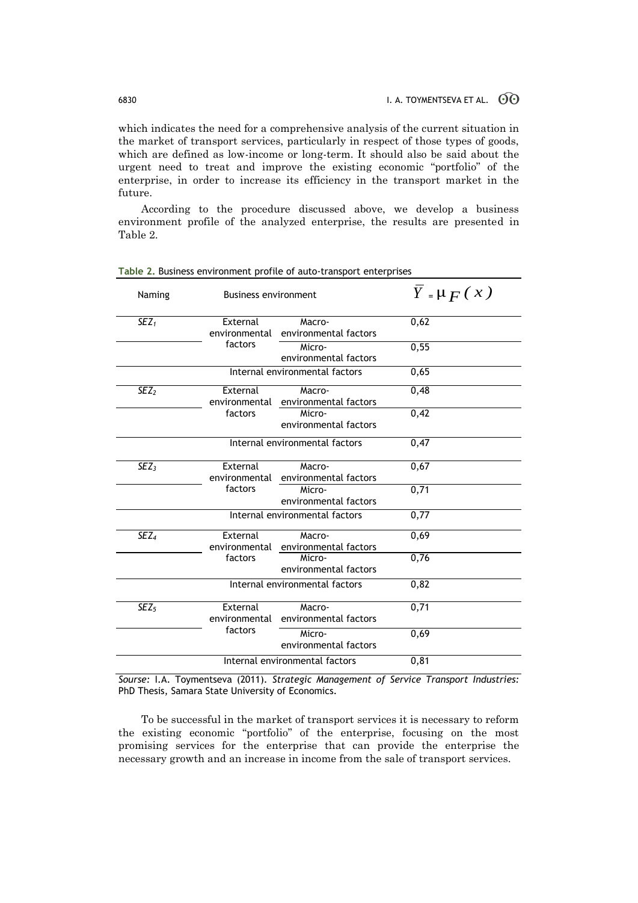which indicates the need for a comprehensive analysis of the current situation in the market of transport services, particularly in respect of those types of goods, which are defined as low-income or long-term. It should also be said about the urgent need to treat and improve the existing economic "portfolio" of the enterprise, in order to increase its efficiency in the transport market in the future.

According to the procedure discussed above, we develop a business environment profile of the analyzed enterprise, the results are presented in Table 2.

**Table 2.** Business environment profile of auto-transport enterprises

| Naming | Business environment | | $\overline{Y} = \mu_F(x)$ |
|---|---|---|---|
| $SEZ_1$ | External environmental factors | Macro-environmental factors | 0,62 |
| | | Micro-environmental factors | 0,55 |
| | Internal environmental factors | | 0,65 |
| $SEZ_2$ | External environmental factors | Macro-environmental factors | 0,48 |
| | | Micro-environmental factors | 0,42 |
| | Internal environmental factors | | 0,47 |
| $SEZ_3$ | External environmental factors | Macro-environmental factors | 0,67 |
| | | Micro-environmental factors | 0,71 |
| | Internal environmental factors | | 0,77 |
| $SEZ_4$ | External environmental factors | Macro-environmental factors | 0,69 |
| | | Micro-environmental factors | 0,76 |
| | Internal environmental factors | | 0,82 |
| $SEZ_5$ | External environmental factors | Macro-environmental factors | 0,71 |
| | | Micro-environmental factors | 0,69 |
| | Internal environmental factors | | 0,81 |

*Sourse:* I.A. Toymentseva (2011). *Strategic Management of Service Transport Industries:* PhD Thesis, Samara State University of Economics.

To be successful in the market of transport services it is necessary to reform the existing economic "portfolio" of the enterprise, focusing on the most promising services for the enterprise that can provide the enterprise the necessary growth and an increase in income from the sale of transport services.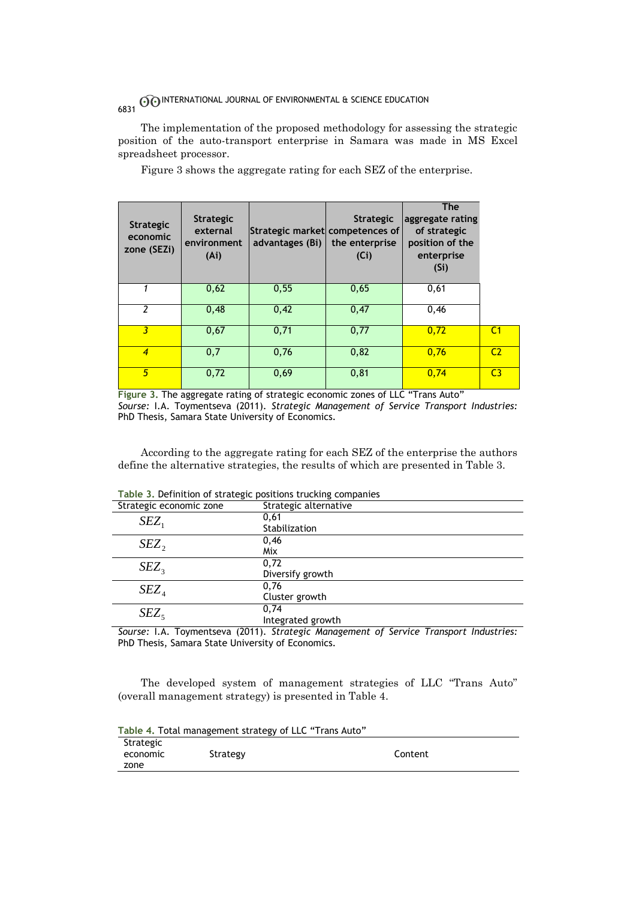The implementation of the proposed methodology for assessing the strategic position of the auto-transport enterprise in Samara was made in MS Excel spreadsheet processor.

Figure 3 shows the aggregate rating for each SEZ of the enterprise.

| Strategic economic zone (SEZi) | Strategic external environment (Ai) | Strategic market advantages (Bi) | Strategic competences of the enterprise (Ci) | The aggregate rating of strategic position of the enterprise (Si) | |
|---|---|---|---|---|---|
| 1 | 0,62 | 0,55 | 0,65 | 0,61 | |
| 2 | 0,48 | 0,42 | 0,47 | 0,46 | |
| 3 | 0,67 | 0,71 | 0,77 | 0,72 | C1 |
| 4 | 0,7 | 0,76 | 0,82 | 0,76 | C2 |
| 5 | 0,72 | 0,69 | 0,81 | 0,74 | C3 |

**Figure 3.** The aggregate rating of strategic economic zones of LLC "Trans Auto"
*Sourse:* I.A. Toymentseva (2011). *Strategic Management of Service Transport Industries:* PhD Thesis, Samara State University of Economics.

According to the aggregate rating for each SEZ of the enterprise the authors define the alternative strategies, the results of which are presented in Table 3.

**Table 3.** Definition of strategic positions trucking companies

| Strategic economic zone | Strategic alternative |
|---|---|
| $SEZ_1$ | 0,61<br>Stabilization |
| $SEZ_2$ | 0,46<br>Mix |
| $SEZ_3$ | 0,72<br>Diversify growth |
| $SEZ_4$ | 0,76<br>Cluster growth |
| $SEZ_5$ | 0,74<br>Integrated growth |

*Sourse:* I.A. Toymentseva (2011). *Strategic Management of Service Transport Industries:* PhD Thesis, Samara State University of Economics.

The developed system of management strategies of LLC "Trans Auto" (overall management strategy) is presented in Table 4.

**Table 4.** Total management strategy of LLC "Trans Auto"

| Strategic economic zone | Strategy | Content |
|---|---|---|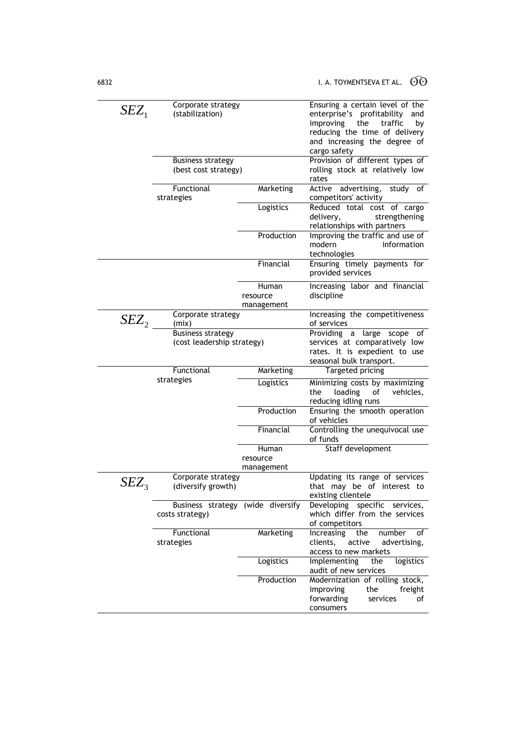| | | | |
|---|---|---|---|
| $SEZ_1$ | Corporate strategy (stabilization) | | Ensuring a certain level of the enterprise's profitability and improving the traffic by reducing the time of delivery and increasing the degree of cargo safety |
| | Business strategy (best cost strategy) | | Provision of different types of rolling stock at relatively low rates |
| | Functional strategies | Marketing | Active advertising, study of competitors' activity |
| | | Logistics | Reduced total cost of cargo delivery, strengthening relationships with partners |
| | | Production | Improving the traffic and use of modern information technologies |
| | | Financial | Ensuring timely payments for provided services |
| | | Human resource management | Increasing labor and financial discipline |
| $SEZ_2$ | Corporate strategy (mix) | | Increasing the competitiveness of services |
| | Business strategy (cost leadership strategy) | | Providing a large scope of services at comparatively low rates. It is expedient to use seasonal bulk transport. |
| | Functional strategies | Marketing | Targeted pricing |
| | | Logistics | Minimizing costs by maximizing the loading of vehicles, reducing idling runs |
| | | Production | Ensuring the smooth operation of vehicles |
| | | Financial | Controlling the unequivocal use of funds |
| | | Human resource management | Staff development |
| $SEZ_3$ | Corporate strategy (diversify growth) | | Updating its range of services that may be of interest to existing clientele |
| | Business strategy (wide diversify costs strategy) | | Developing specific services, which differ from the services of competitors |
| | Functional strategies | Marketing | Increasing the number of clients, active advertising, access to new markets |
| | | Logistics | Implementing the logistics audit of new services |
| | | Production | Modernization of rolling stock, improving the freight forwarding services of consumers |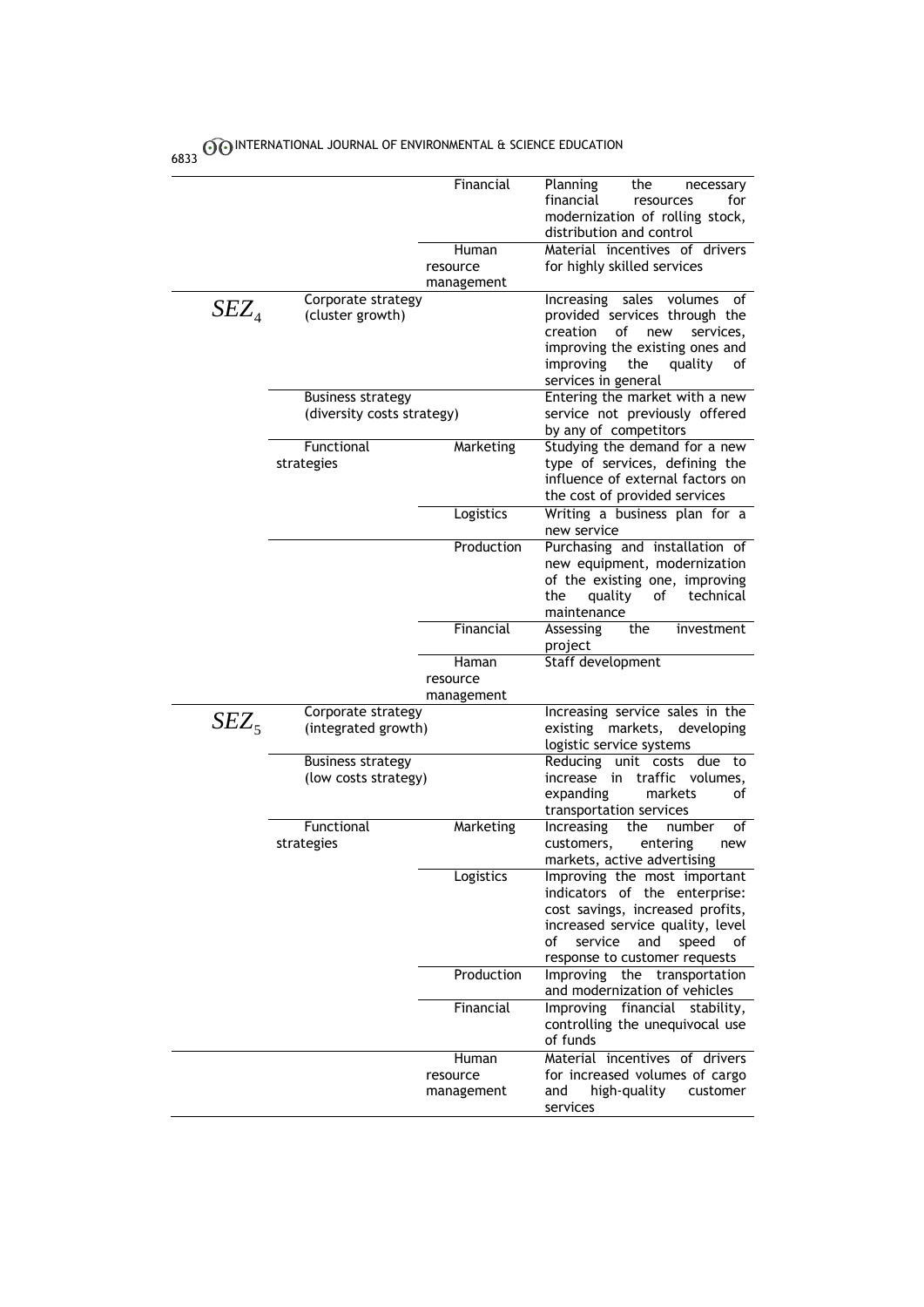| | | | |
|---|---|---|---|
| | | Financial | Planning the necessary financial resources for modernization of rolling stock, distribution and control |
| | | Human resource management | Material incentives of drivers for highly skilled services |
| $SEZ_4$ | Corporate strategy (cluster growth) | | Increasing sales volumes of provided services through the creation of new services, improving the existing ones and improving the quality of services in general |
| | Business strategy (diversity costs strategy) | | Entering the market with a new service not previously offered by any of competitors |
| | Functional strategies | Marketing | Studying the demand for a new type of services, defining the influence of external factors on the cost of provided services |
| | | Logistics | Writing a business plan for a new service |
| | | Production | Purchasing and installation of new equipment, modernization of the existing one, improving the quality of technical maintenance |
| | | Financial | Assessing the investment project |
| | | Haman resource management | Staff development |
| $SEZ_5$ | Corporate strategy (integrated growth) | | Increasing service sales in the existing markets, developing logistic service systems |
| | Business strategy (low costs strategy) | | Reducing unit costs due to increase in traffic volumes, expanding markets of transportation services |
| | Functional strategies | Marketing | Increasing the number of customers, entering new markets, active advertising |
| | | Logistics | Improving the most important indicators of the enterprise: cost savings, increased profits, increased service quality, level of service and speed of response to customer requests |
| | | Production | Improving the transportation and modernization of vehicles |
| | | Financial | Improving financial stability, controlling the unequivocal use of funds |
| | | Human resource management | Material incentives of drivers for increased volumes of cargo and high-quality customer services |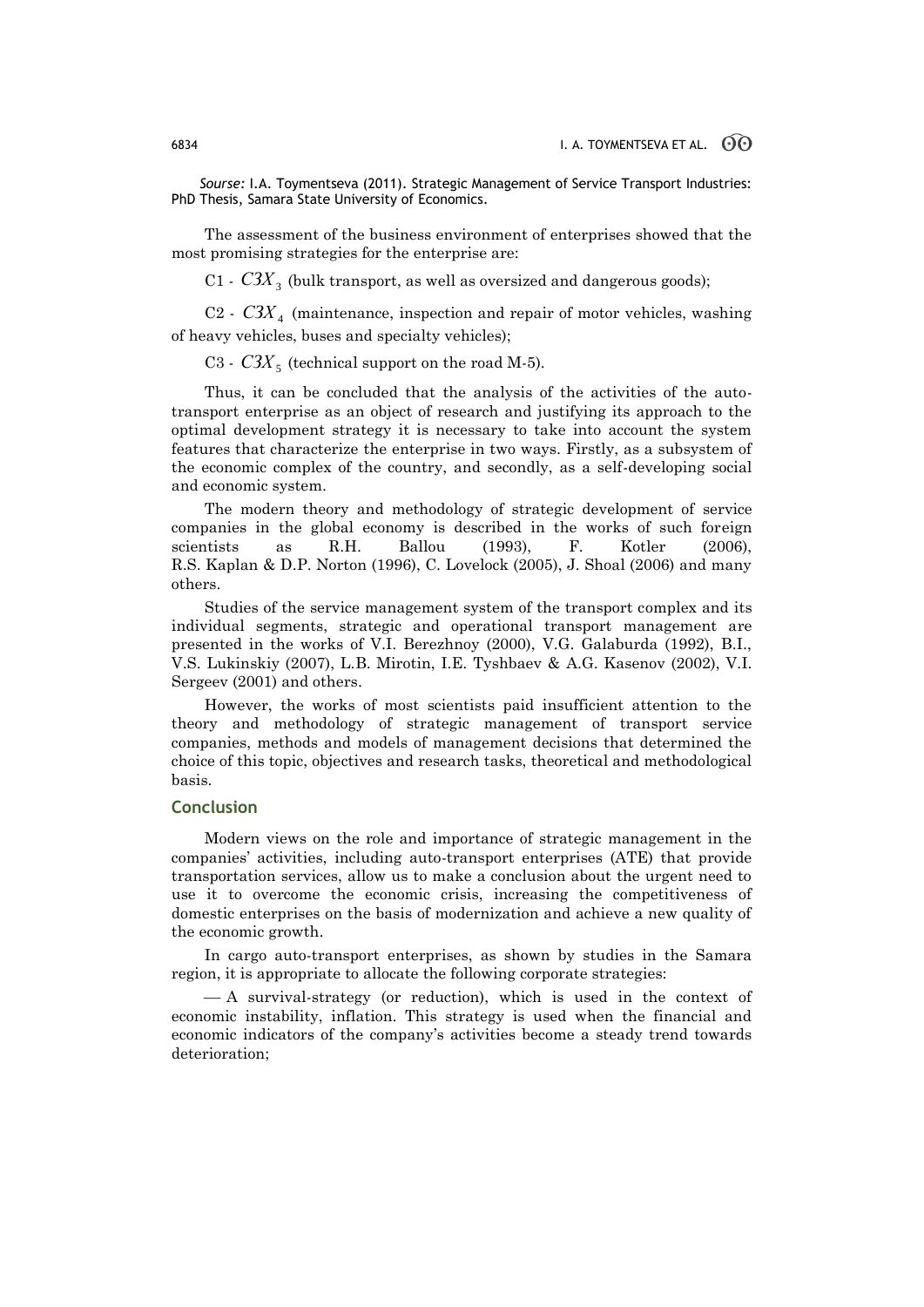*Sourse:* I.A. Toymentseva (2011). Strategic Management of Service Transport Industries: PhD Thesis, Samara State University of Economics.

The assessment of the business environment of enterprises showed that the most promising strategies for the enterprise are:

C1 - $C3X_3$ (bulk transport, as well as oversized and dangerous goods);

C2 - $C3X_4$ (maintenance, inspection and repair of motor vehicles, washing of heavy vehicles, buses and specialty vehicles);

C3 - $C3X_5$ (technical support on the road M-5).

Thus, it can be concluded that the analysis of the activities of the auto-transport enterprise as an object of research and justifying its approach to the optimal development strategy it is necessary to take into account the system features that characterize the enterprise in two ways. Firstly, as a subsystem of the economic complex of the country, and secondly, as a self-developing social and economic system.

The modern theory and methodology of strategic development of service companies in the global economy is described in the works of such foreign scientists as R.H. Ballou (1993), F. Kotler (2006), R.S. Kaplan & D.P. Norton (1996), C. Lovelock (2005), J. Shoal (2006) and many others.

Studies of the service management system of the transport complex and its individual segments, strategic and operational transport management are presented in the works of V.I. Berezhnoy (2000), V.G. Galaburda (1992), B.I., V.S. Lukinskiy (2007), L.B. Mirotin, I.E. Tyshbaev & A.G. Kasenov (2002), V.I. Sergeev (2001) and others.

However, the works of most scientists paid insufficient attention to the theory and methodology of strategic management of transport service companies, methods and models of management decisions that determined the choice of this topic, objectives and research tasks, theoretical and methodological basis.

## Conclusion

Modern views on the role and importance of strategic management in the companies' activities, including auto-transport enterprises (ATE) that provide transportation services, allow us to make a conclusion about the urgent need to use it to overcome the economic crisis, increasing the competitiveness of domestic enterprises on the basis of modernization and achieve a new quality of the economic growth.

In cargo auto-transport enterprises, as shown by studies in the Samara region, it is appropriate to allocate the following corporate strategies:

— A survival-strategy (or reduction), which is used in the context of economic instability, inflation. This strategy is used when the financial and economic indicators of the company's activities become a steady trend towards deterioration;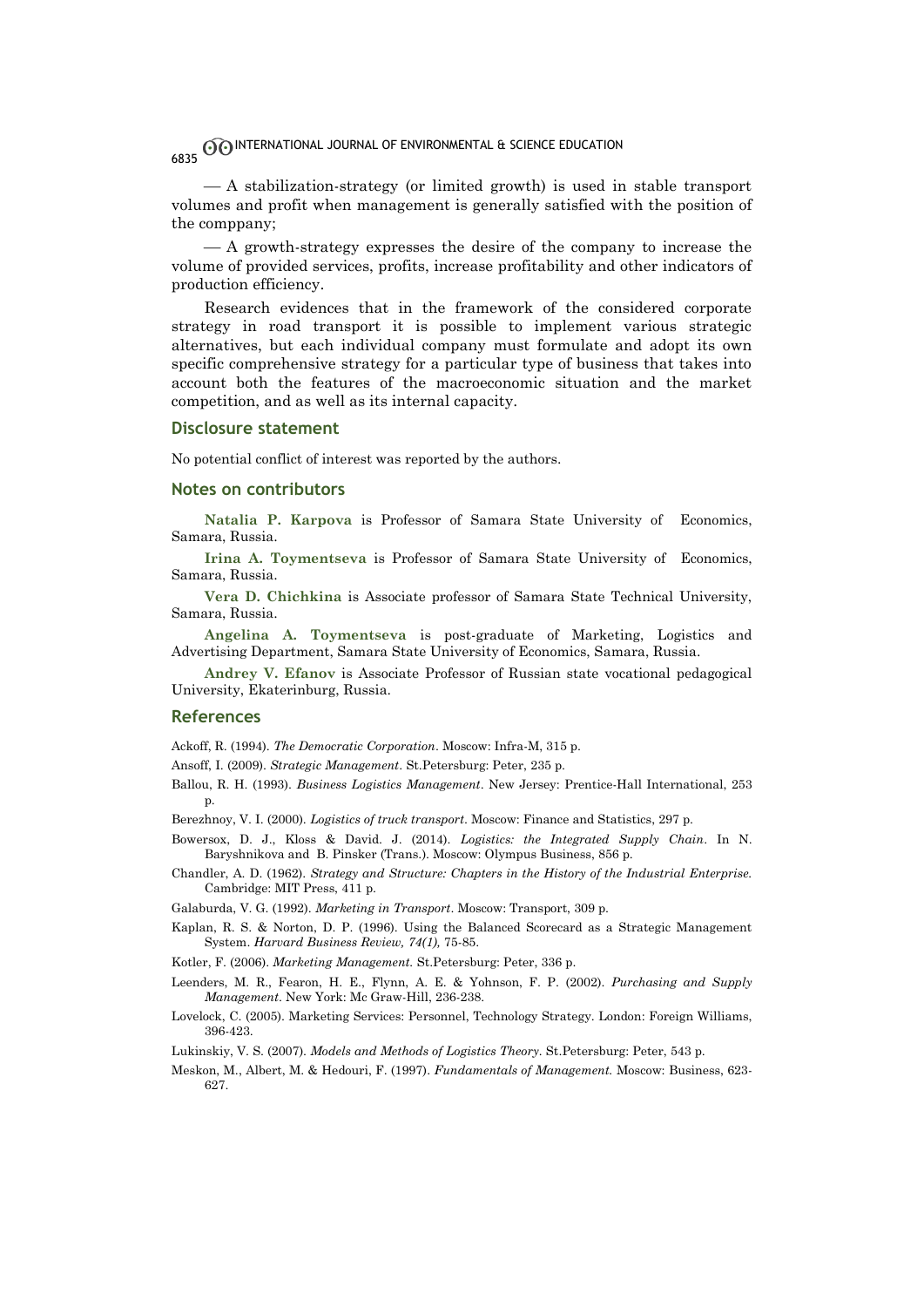— A stabilization-strategy (or limited growth) is used in stable transport volumes and profit when management is generally satisfied with the position of the comppany;

— A growth-strategy expresses the desire of the company to increase the volume of provided services, profits, increase profitability and other indicators of production efficiency.

Research evidences that in the framework of the considered corporate strategy in road transport it is possible to implement various strategic alternatives, but each individual company must formulate and adopt its own specific comprehensive strategy for a particular type of business that takes into account both the features of the macroeconomic situation and the market competition, and as well as its internal capacity.

## Disclosure statement

No potential conflict of interest was reported by the authors.

## Notes on contributors

**Natalia P. Karpova** is Professor of Samara State University of Economics, Samara, Russia.

**Irina A. Toymentseva** is Professor of Samara State University of Economics, Samara, Russia.

**Vera D. Chichkina** is Associate professor of Samara State Technical University, Samara, Russia.

**Angelina A. Toymentseva** is post-graduate of Marketing, Logistics and Advertising Department, Samara State University of Economics, Samara, Russia.

**Andrey V. Efanov** is Associate Professor of Russian state vocational pedagogical University, Ekaterinburg, Russia.

## References

Ackoff, R. (1994). *The Democratic Corporation*. Moscow: Infra-M, 315 p.

Ansoff, I. (2009). *Strategic Management*. St.Petersburg: Peter, 235 p.

Ballou, R. H. (1993). *Business Logistics Management*. New Jersey: Prentice-Hall International, 253 p.

Berezhnoy, V. I. (2000). *Logistics of truck transport*. Moscow: Finance and Statistics, 297 p.

Bowersox, D. J., Kloss & David. J. (2014). *Logistics: the Integrated Supply Chain*. In N. Baryshnikova and B. Pinsker (Trans.). Moscow: Olympus Business, 856 p.

Chandler, A. D. (1962). *Strategy and Structure: Chapters in the History of the Industrial Enterprise.* Cambridge: MIT Press, 411 p.

Galaburda, V. G. (1992). *Marketing in Transport*. Moscow: Transport, 309 p.

Kaplan, R. S. & Norton, D. P. (1996). Using the Balanced Scorecard as a Strategic Management System. *Harvard Business Review, 74(1),* 75-85.

Kotler, F. (2006). *Marketing Management.* St.Petersburg: Peter, 336 p.

Leenders, M. R., Fearon, H. E., Flynn, A. E. & Yohnson, F. P. (2002). *Purchasing and Supply Management*. New York: Mc Graw-Hill, 236-238.

Lovelock, C. (2005). Marketing Services: Personnel, Technology Strategy. London: Foreign Williams, 396-423.

Lukinskiy, V. S. (2007). *Models and Methods of Logistics Theory*. St.Petersburg: Peter, 543 p.

Meskon, M., Albert, M. & Hedouri, F. (1997). *Fundamentals of Management.* Moscow: Business, 623-627.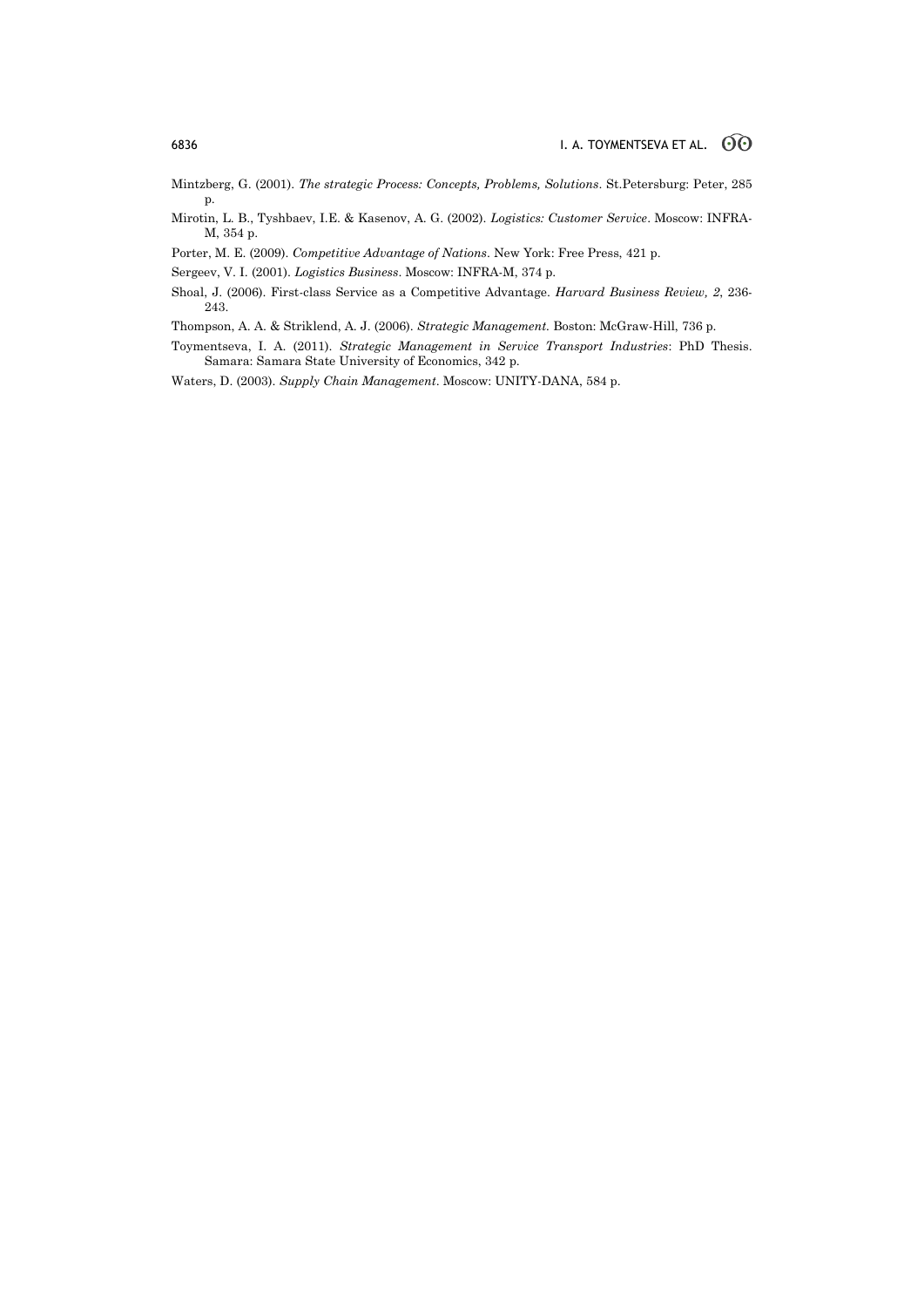Mintzberg, G. (2001). *The strategic Process: Concepts, Problems, Solutions*. St.Petersburg: Peter, 285 p.

Mirotin, L. B., Tyshbaev, I.E. & Kasenov, A. G. (2002). *Logistics: Customer Service*. Moscow: INFRA-M, 354 p.

Porter, M. E. (2009). *Competitive Advantage of Nations*. New York: Free Press, 421 p.

Sergeev, V. I. (2001). *Logistics Business*. Moscow: INFRA-M, 374 p.

Shoal, J. (2006). First-class Service as a Competitive Advantage. *Harvard Business Review, 2*, 236-243.

Thompson, A. A. & Striklend, A. J. (2006). *Strategic Management.* Boston: McGraw-Hill, 736 p.

Toymentseva, I. A. (2011). *Strategic Management in Service Transport Industries*: PhD Thesis. Samara: Samara State University of Economics, 342 p.

Waters, D. (2003). *Supply Chain Management*. Moscow: UNITY-DANA, 584 p.